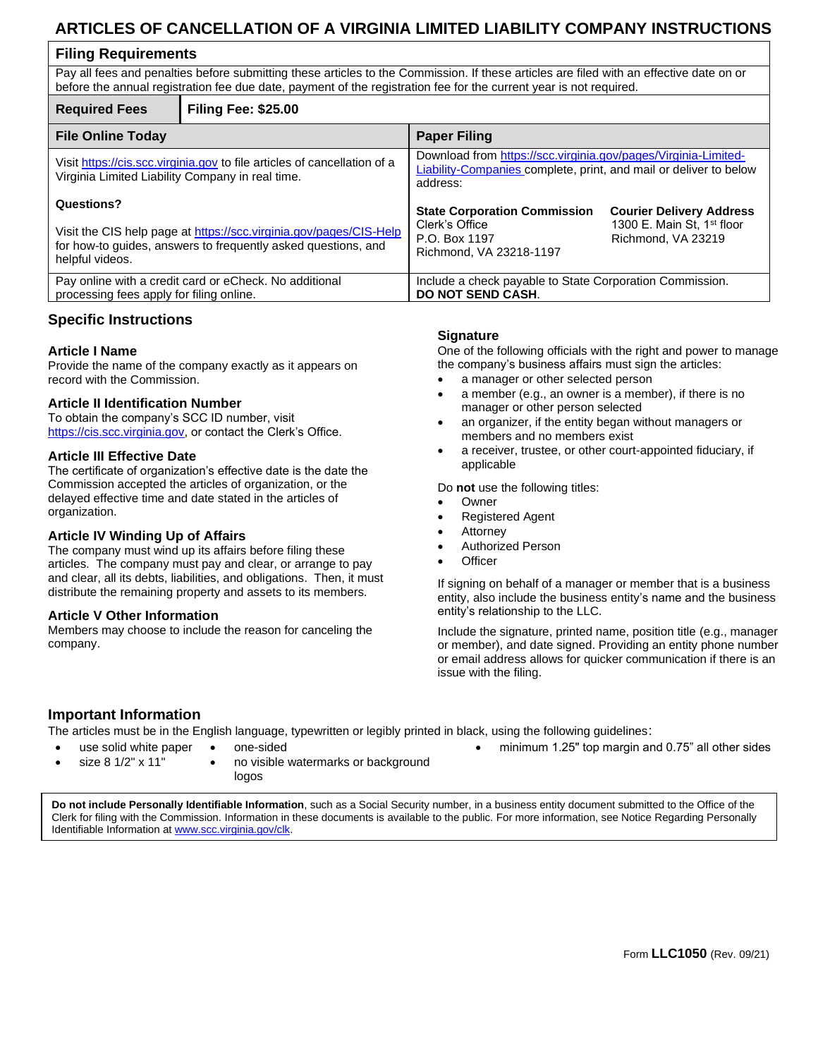# ARTICLES OF CANCELLATION OF A VIRGINIA LIMITED LIABILITY COMPANY INSTRUCTIONS

## Filing Requirements

Pay all fees and penalties before submitting these articles to the Commission. If these articles are filed with an effective date on or before the annual registration fee due date, payment of the registration fee for the current year is not required.

| **Required Fees** | **Filing Fee: $25.00** |
|---|---|

| **File Online Today** | **Paper Filing** |
|---|---|
| Visit https://cis.scc.virginia.gov to file articles of cancellation of a Virginia Limited Liability Company in real time.<br><br>**Questions?**<br><br>Visit the CIS help page at https://scc.virginia.gov/pages/CIS-Help for how-to guides, answers to frequently asked questions, and helpful videos. | Download from https://scc.virginia.gov/pages/Virginia-Limited-Liability-Companies complete, print, and mail or deliver to below address:<br><br>**State Corporation Commission**<br>Clerk's Office<br>P.O. Box 1197<br>Richmond, VA 23218-1197<br><br>**Courier Delivery Address**<br>1300 E. Main St, 1st floor<br>Richmond, VA 23219 |
| Pay online with a credit card or eCheck. No additional processing fees apply for filing online. | Include a check payable to State Corporation Commission. **DO NOT SEND CASH**. |

## Specific Instructions

### Article I Name

Provide the name of the company exactly as it appears on record with the Commission.

### Article II Identification Number

To obtain the company's SCC ID number, visit https://cis.scc.virginia.gov, or contact the Clerk's Office.

### Article III Effective Date

The certificate of organization's effective date is the date the Commission accepted the articles of organization, or the delayed effective time and date stated in the articles of organization.

### Article IV Winding Up of Affairs

The company must wind up its affairs before filing these articles. The company must pay and clear, or arrange to pay and clear, all its debts, liabilities, and obligations. Then, it must distribute the remaining property and assets to its members.

### Article V Other Information

Members may choose to include the reason for canceling the company.

### Signature

One of the following officials with the right and power to manage the company's business affairs must sign the articles:

- a manager or other selected person
- a member (e.g., an owner is a member), if there is no manager or other person selected
- an organizer, if the entity began without managers or members and no members exist
- a receiver, trustee, or other court-appointed fiduciary, if applicable

Do **not** use the following titles:

- Owner
- Registered Agent
- Attorney
- Authorized Person
- Officer

If signing on behalf of a manager or member that is a business entity, also include the business entity's name and the business entity's relationship to the LLC.

Include the signature, printed name, position title (e.g., manager or member), and date signed. Providing an entity phone number or email address allows for quicker communication if there is an issue with the filing.

## Important Information

The articles must be in the English language, typewritten or legibly printed in black, using the following guidelines:

- use solid white paper
- size 8 1/2" x 11"
- one-sided
- no visible watermarks or background logos
- minimum 1.25" top margin and 0.75" all other sides

**Do not include Personally Identifiable Information**, such as a Social Security number, in a business entity document submitted to the Office of the Clerk for filing with the Commission. Information in these documents is available to the public. For more information, see Notice Regarding Personally Identifiable Information at www.scc.virginia.gov/clk.

Form **LLC1050** (Rev. 09/21)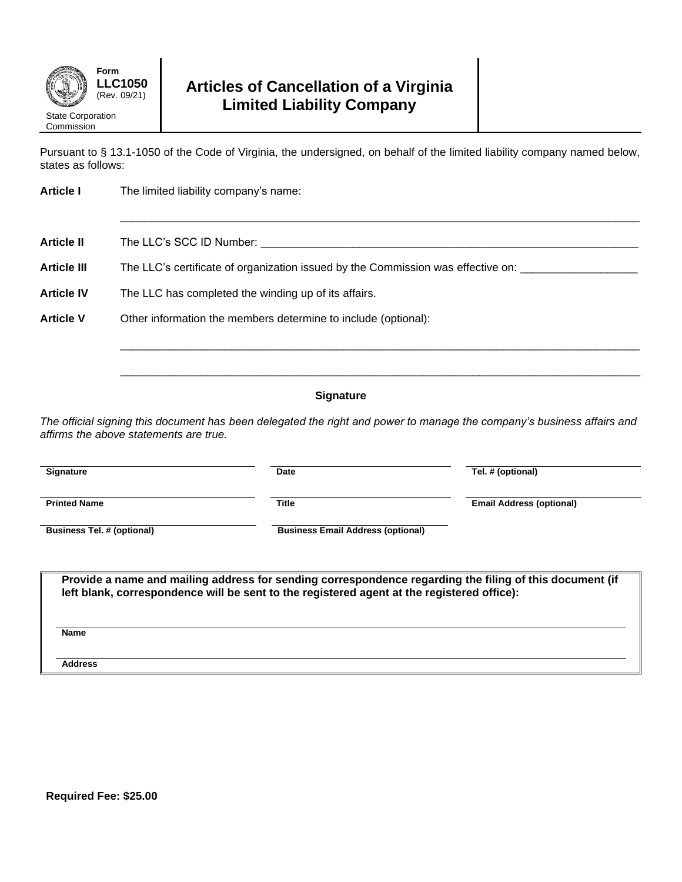Form **LLC1050** (Rev. 09/21)

State Corporation Commission

# Articles of Cancellation of a Virginia Limited Liability Company

Pursuant to § 13.1-1050 of the Code of Virginia, the undersigned, on behalf of the limited liability company named below, states as follows:

**Article I** The limited liability company's name:

_______________________________________________________________________________

**Article II** The LLC's SCC ID Number: _______________________________________________

**Article III** The LLC's certificate of organization issued by the Commission was effective on: ________________

**Article IV** The LLC has completed the winding up of its affairs.

**Article V** Other information the members determine to include (optional):

_______________________________________________________________________________

_______________________________________________________________________________

### Signature

*The official signing this document has been delegated the right and power to manage the company's business affairs and affirms the above statements are true.*

| | | |
|---|---|---|
| **Signature** | **Date** | **Tel. # (optional)** |
| **Printed Name** | **Title** | **Email Address (optional)** |
| **Business Tel. # (optional)** | **Business Email Address (optional)** | |

**Provide a name and mailing address for sending correspondence regarding the filing of this document (if left blank, correspondence will be sent to the registered agent at the registered office):**

**Name**

**Address**

**Required Fee: $25.00**